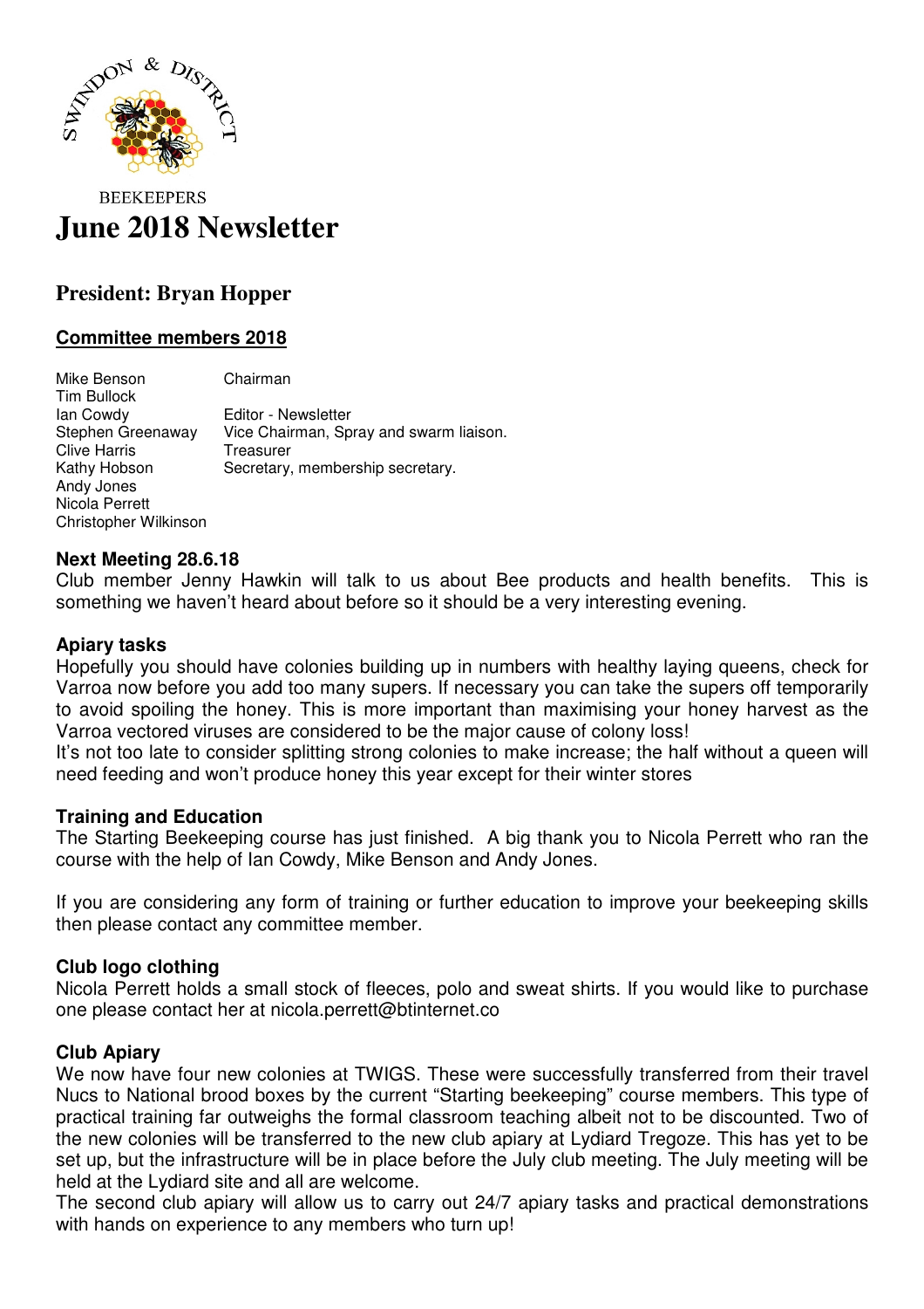SWINDON & DISTRICT

BEEKEEPERS

# June 2018 Newsletter

## President: Bryan Hopper

### Committee members 2018

| | |
|---|---|
| Mike Benson | Chairman |
| Tim Bullock | |
| Ian Cowdy | Editor - Newsletter |
| Stephen Greenaway | Vice Chairman, Spray and swarm liaison. |
| Clive Harris | Treasurer |
| Kathy Hobson | Secretary, membership secretary. |
| Andy Jones | |
| Nicola Perrett | |
| Christopher Wilkinson | |

### Next Meeting 28.6.18

Club member Jenny Hawkin will talk to us about Bee products and health benefits. This is something we haven't heard about before so it should be a very interesting evening.

### Apiary tasks

Hopefully you should have colonies building up in numbers with healthy laying queens, check for Varroa now before you add too many supers. If necessary you can take the supers off temporarily to avoid spoiling the honey. This is more important than maximising your honey harvest as the Varroa vectored viruses are considered to be the major cause of colony loss!

It's not too late to consider splitting strong colonies to make increase; the half without a queen will need feeding and won't produce honey this year except for their winter stores

### Training and Education

The Starting Beekeeping course has just finished. A big thank you to Nicola Perrett who ran the course with the help of Ian Cowdy, Mike Benson and Andy Jones.

If you are considering any form of training or further education to improve your beekeeping skills then please contact any committee member.

### Club logo clothing

Nicola Perrett holds a small stock of fleeces, polo and sweat shirts. If you would like to purchase one please contact her at nicola.perrett@btinternet.co

### Club Apiary

We now have four new colonies at TWIGS. These were successfully transferred from their travel Nucs to National brood boxes by the current "Starting beekeeping" course members. This type of practical training far outweighs the formal classroom teaching albeit not to be discounted. Two of the new colonies will be transferred to the new club apiary at Lydiard Tregoze. This has yet to be set up, but the infrastructure will be in place before the July club meeting. The July meeting will be held at the Lydiard site and all are welcome.

The second club apiary will allow us to carry out 24/7 apiary tasks and practical demonstrations with hands on experience to any members who turn up!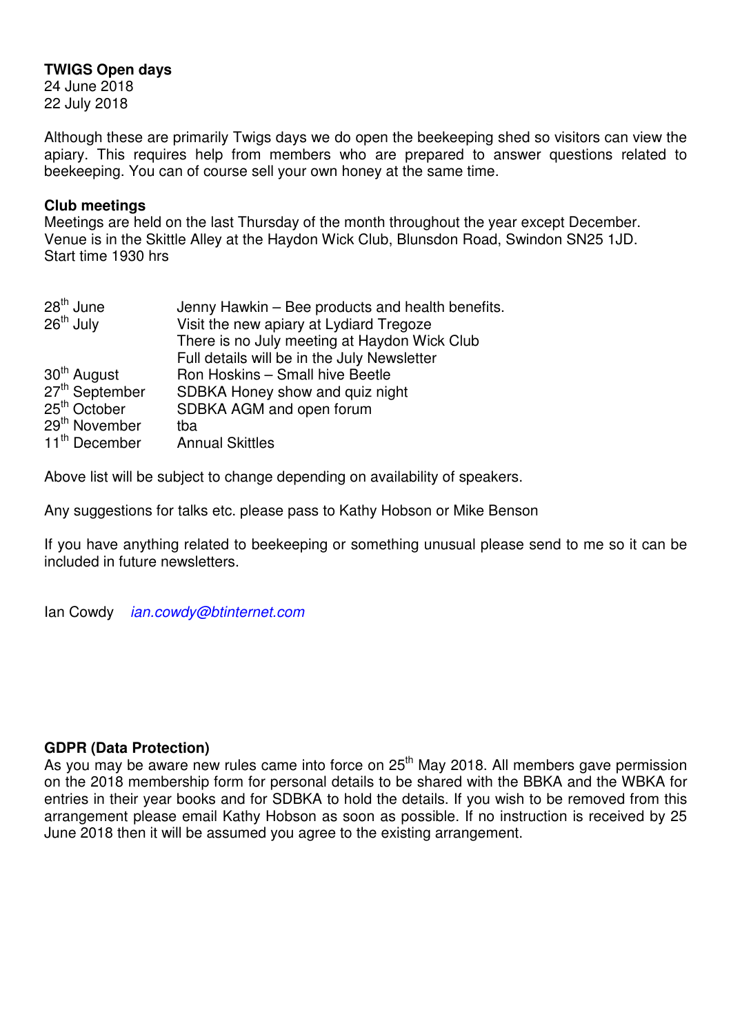**TWIGS Open days**

24 June 2018
22 July 2018

Although these are primarily Twigs days we do open the beekeeping shed so visitors can view the apiary. This requires help from members who are prepared to answer questions related to beekeeping. You can of course sell your own honey at the same time.

**Club meetings**

Meetings are held on the last Thursday of the month throughout the year except December.
Venue is in the Skittle Alley at the Haydon Wick Club, Blunsdon Road, Swindon SN25 1JD.
Start time 1930 hrs

| | |
|---|---|
| 28th June | Jenny Hawkin – Bee products and health benefits. |
| 26th July | Visit the new apiary at Lydiard Tregoze<br>There is no July meeting at Haydon Wick Club<br>Full details will be in the July Newsletter |
| 30th August | Ron Hoskins – Small hive Beetle |
| 27th September | SDBKA Honey show and quiz night |
| 25th October | SDBKA AGM and open forum |
| 29th November | tba |
| 11th December | Annual Skittles |

Above list will be subject to change depending on availability of speakers.

Any suggestions for talks etc. please pass to Kathy Hobson or Mike Benson

If you have anything related to beekeeping or something unusual please send to me so it can be included in future newsletters.

Ian Cowdy *ian.cowdy@btinternet.com*

**GDPR (Data Protection)**

As you may be aware new rules came into force on 25th May 2018. All members gave permission on the 2018 membership form for personal details to be shared with the BBKA and the WBKA for entries in their year books and for SDBKA to hold the details. If you wish to be removed from this arrangement please email Kathy Hobson as soon as possible. If no instruction is received by 25 June 2018 then it will be assumed you agree to the existing arrangement.